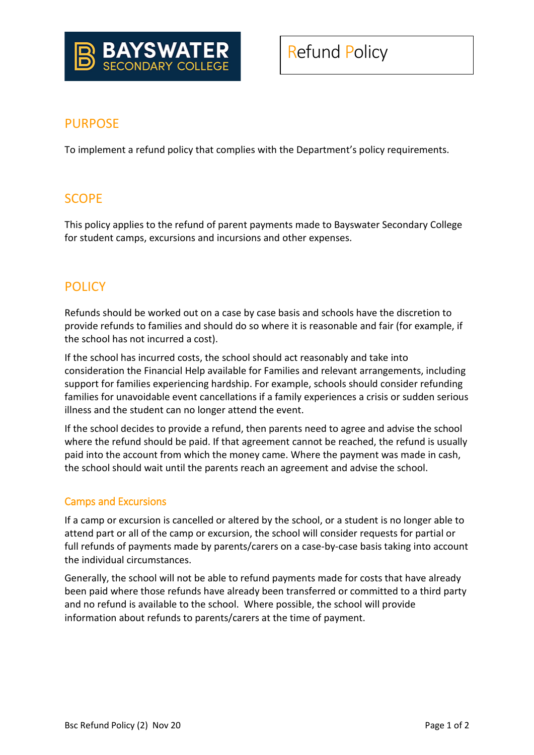BAYSWATER SECONDARY COLLEGE

# Refund Policy

## PURPOSE

To implement a refund policy that complies with the Department's policy requirements.

## SCOPE

This policy applies to the refund of parent payments made to Bayswater Secondary College for student camps, excursions and incursions and other expenses.

## POLICY

Refunds should be worked out on a case by case basis and schools have the discretion to provide refunds to families and should do so where it is reasonable and fair (for example, if the school has not incurred a cost).

If the school has incurred costs, the school should act reasonably and take into consideration the Financial Help available for Families and relevant arrangements, including support for families experiencing hardship. For example, schools should consider refunding families for unavoidable event cancellations if a family experiences a crisis or sudden serious illness and the student can no longer attend the event.

If the school decides to provide a refund, then parents need to agree and advise the school where the refund should be paid. If that agreement cannot be reached, the refund is usually paid into the account from which the money came. Where the payment was made in cash, the school should wait until the parents reach an agreement and advise the school.

### Camps and Excursions

If a camp or excursion is cancelled or altered by the school, or a student is no longer able to attend part or all of the camp or excursion, the school will consider requests for partial or full refunds of payments made by parents/carers on a case-by-case basis taking into account the individual circumstances.

Generally, the school will not be able to refund payments made for costs that have already been paid where those refunds have already been transferred or committed to a third party and no refund is available to the school. Where possible, the school will provide information about refunds to parents/carers at the time of payment.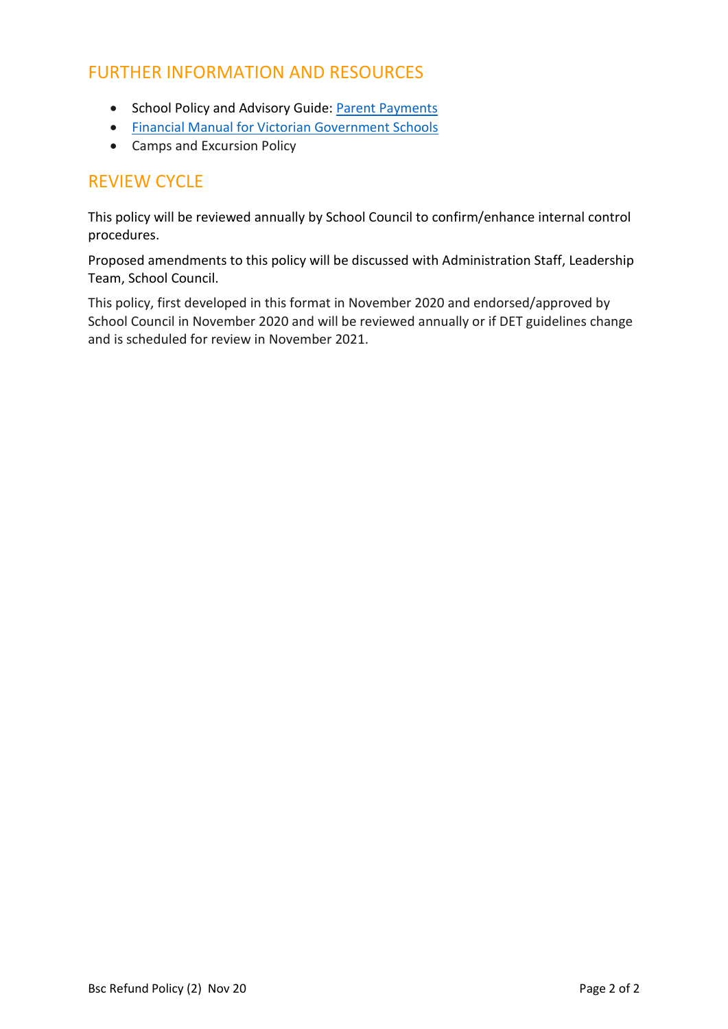## FURTHER INFORMATION AND RESOURCES

- School Policy and Advisory Guide: Parent Payments
- Financial Manual for Victorian Government Schools
- Camps and Excursion Policy

## REVIEW CYCLE

This policy will be reviewed annually by School Council to confirm/enhance internal control procedures.

Proposed amendments to this policy will be discussed with Administration Staff, Leadership Team, School Council.

This policy, first developed in this format in November 2020 and endorsed/approved by School Council in November 2020 and will be reviewed annually or if DET guidelines change and is scheduled for review in November 2021.